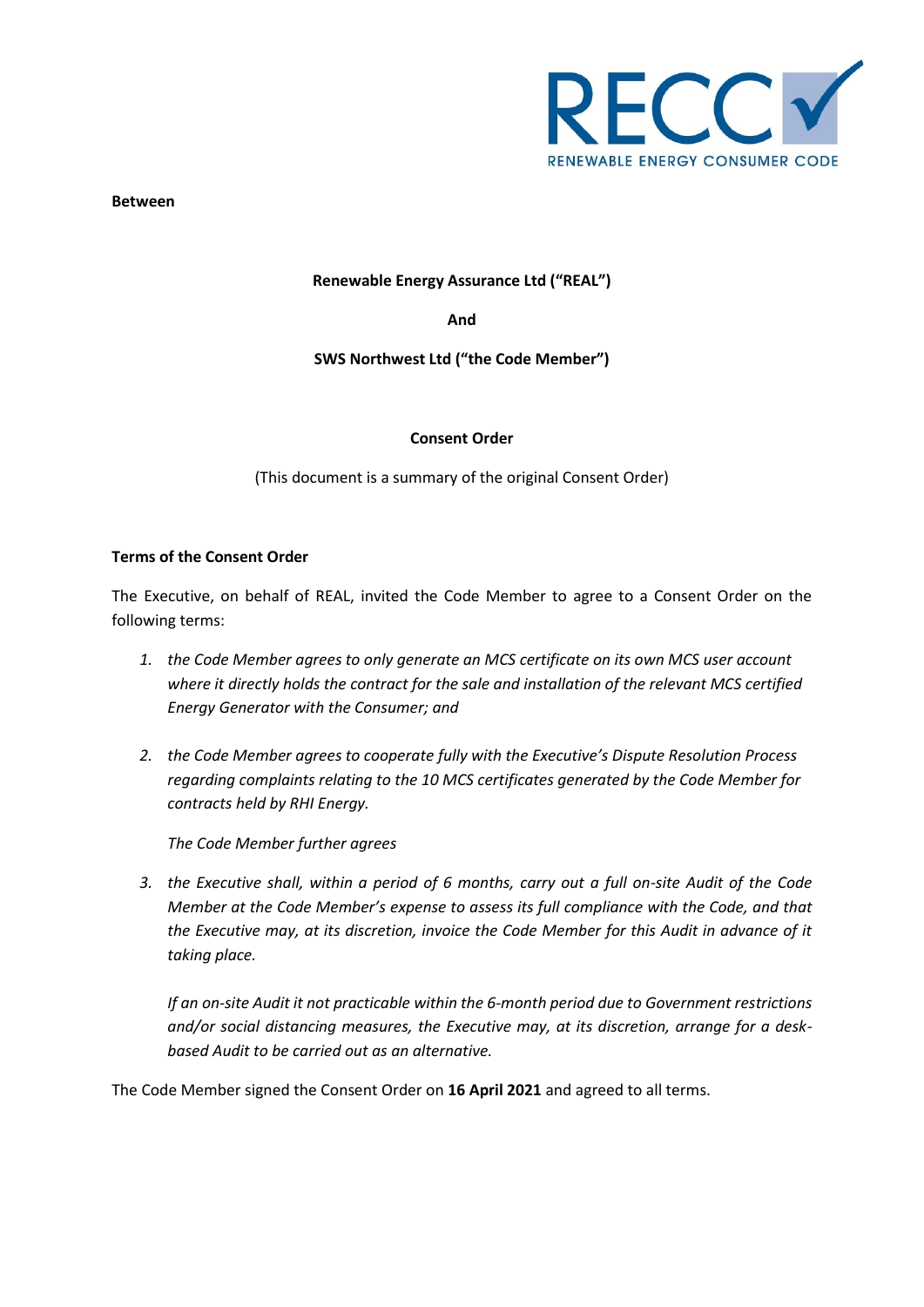RECC RENEWABLE ENERGY CONSUMER CODE

**Between**

**Renewable Energy Assurance Ltd ("REAL")**

**And**

**SWS Northwest Ltd ("the Code Member")**

**Consent Order**

(This document is a summary of the original Consent Order)

**Terms of the Consent Order**

The Executive, on behalf of REAL, invited the Code Member to agree to a Consent Order on the following terms:

1. *the Code Member agrees to only generate an MCS certificate on its own MCS user account where it directly holds the contract for the sale and installation of the relevant MCS certified Energy Generator with the Consumer; and*

2. *the Code Member agrees to cooperate fully with the Executive's Dispute Resolution Process regarding complaints relating to the 10 MCS certificates generated by the Code Member for contracts held by RHI Energy.*

   *The Code Member further agrees*

3. *the Executive shall, within a period of 6 months, carry out a full on-site Audit of the Code Member at the Code Member's expense to assess its full compliance with the Code, and that the Executive may, at its discretion, invoice the Code Member for this Audit in advance of it taking place.*

   *If an on-site Audit it not practicable within the 6-month period due to Government restrictions and/or social distancing measures, the Executive may, at its discretion, arrange for a desk-based Audit to be carried out as an alternative.*

The Code Member signed the Consent Order on **16 April 2021** and agreed to all terms.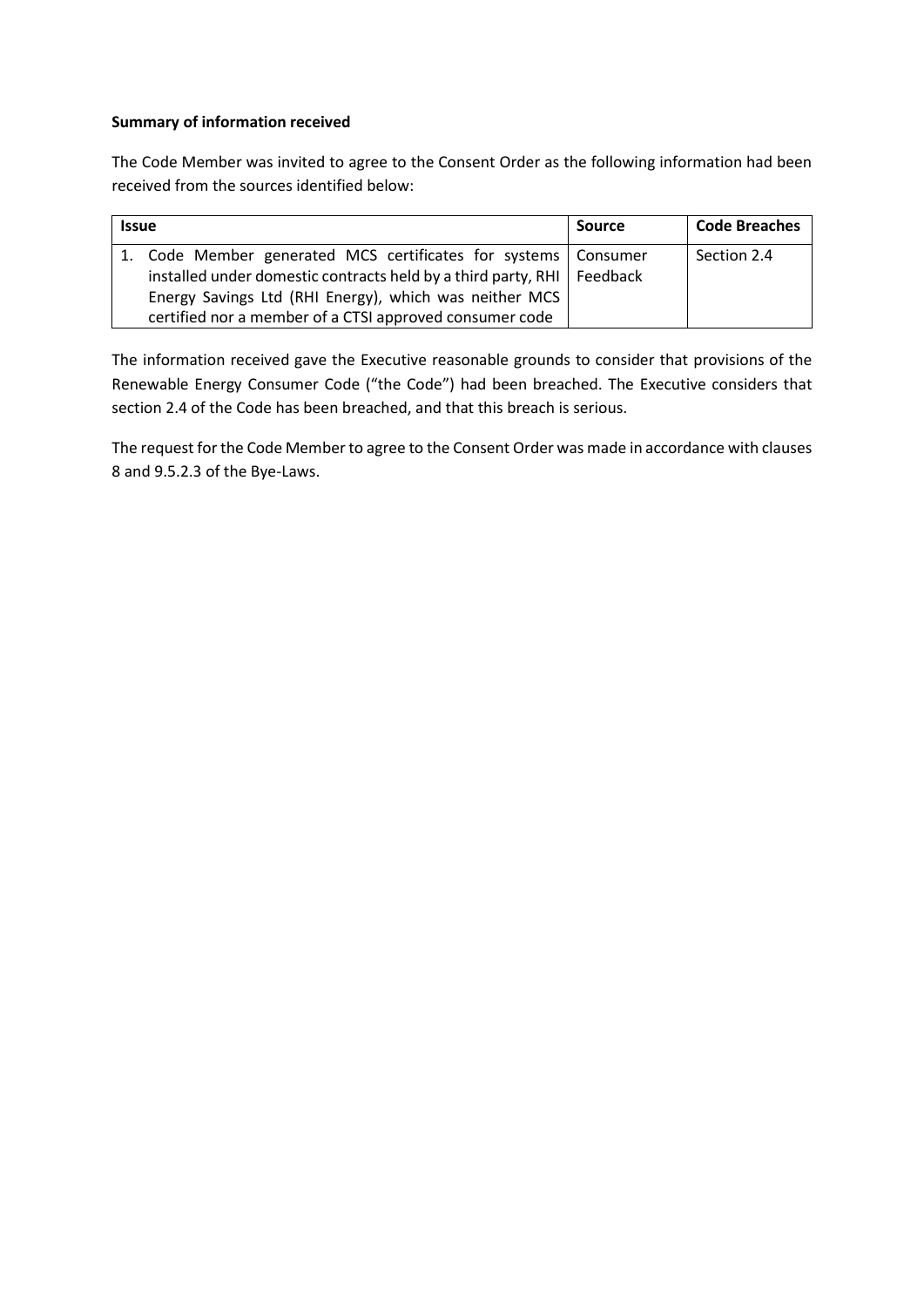**Summary of information received**

The Code Member was invited to agree to the Consent Order as the following information had been received from the sources identified below:

| Issue | Source | Code Breaches |
| --- | --- | --- |
| 1. Code Member generated MCS certificates for systems installed under domestic contracts held by a third party, RHI Energy Savings Ltd (RHI Energy), which was neither MCS certified nor a member of a CTSI approved consumer code | Consumer Feedback | Section 2.4 |

The information received gave the Executive reasonable grounds to consider that provisions of the Renewable Energy Consumer Code ("the Code") had been breached. The Executive considers that section 2.4 of the Code has been breached, and that this breach is serious.

The request for the Code Member to agree to the Consent Order was made in accordance with clauses 8 and 9.5.2.3 of the Bye-Laws.